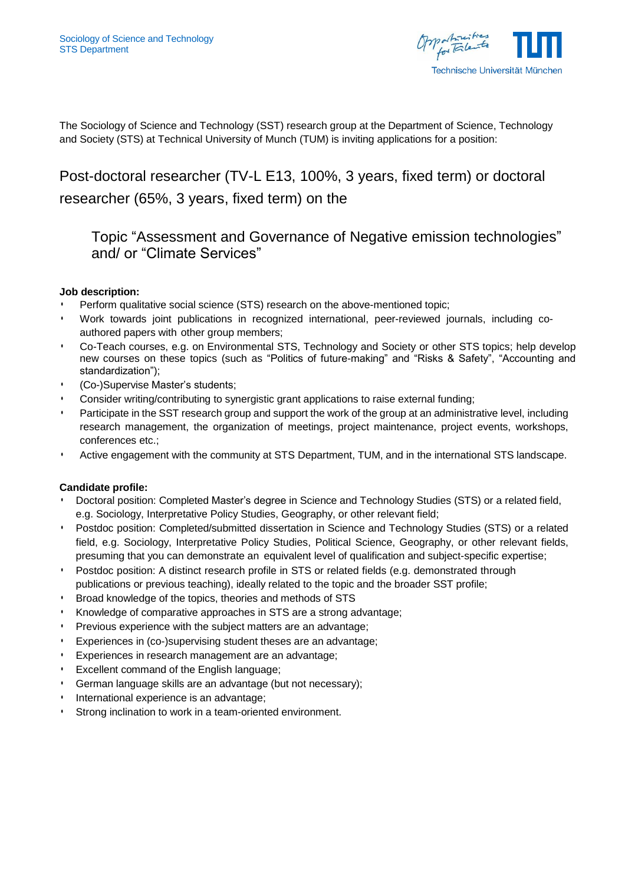Sociology of Science and Technology
STS Department

The Sociology of Science and Technology (SST) research group at the Department of Science, Technology and Society (STS) at Technical University of Munch (TUM) is inviting applications for a position:

# Post-doctoral researcher (TV-L E13, 100%, 3 years, fixed term) or doctoral researcher (65%, 3 years, fixed term) on the

## Topic "Assessment and Governance of Negative emission technologies" and/ or "Climate Services"

**Job description:**

- Perform qualitative social science (STS) research on the above-mentioned topic;
- Work towards joint publications in recognized international, peer-reviewed journals, including co-authored papers with other group members;
- Co-Teach courses, e.g. on Environmental STS, Technology and Society or other STS topics; help develop new courses on these topics (such as "Politics of future-making" and "Risks & Safety", "Accounting and standardization");
- (Co-)Supervise Master's students;
- Consider writing/contributing to synergistic grant applications to raise external funding;
- Participate in the SST research group and support the work of the group at an administrative level, including research management, the organization of meetings, project maintenance, project events, workshops, conferences etc.;
- Active engagement with the community at STS Department, TUM, and in the international STS landscape.

**Candidate profile:**

- Doctoral position: Completed Master's degree in Science and Technology Studies (STS) or a related field, e.g. Sociology, Interpretative Policy Studies, Geography, or other relevant field;
- Postdoc position: Completed/submitted dissertation in Science and Technology Studies (STS) or a related field, e.g. Sociology, Interpretative Policy Studies, Political Science, Geography, or other relevant fields, presuming that you can demonstrate an equivalent level of qualification and subject-specific expertise;
- Postdoc position: A distinct research profile in STS or related fields (e.g. demonstrated through publications or previous teaching), ideally related to the topic and the broader SST profile;
- Broad knowledge of the topics, theories and methods of STS
- Knowledge of comparative approaches in STS are a strong advantage;
- Previous experience with the subject matters are an advantage;
- Experiences in (co-)supervising student theses are an advantage;
- Experiences in research management are an advantage;
- Excellent command of the English language;
- German language skills are an advantage (but not necessary);
- International experience is an advantage;
- Strong inclination to work in a team-oriented environment.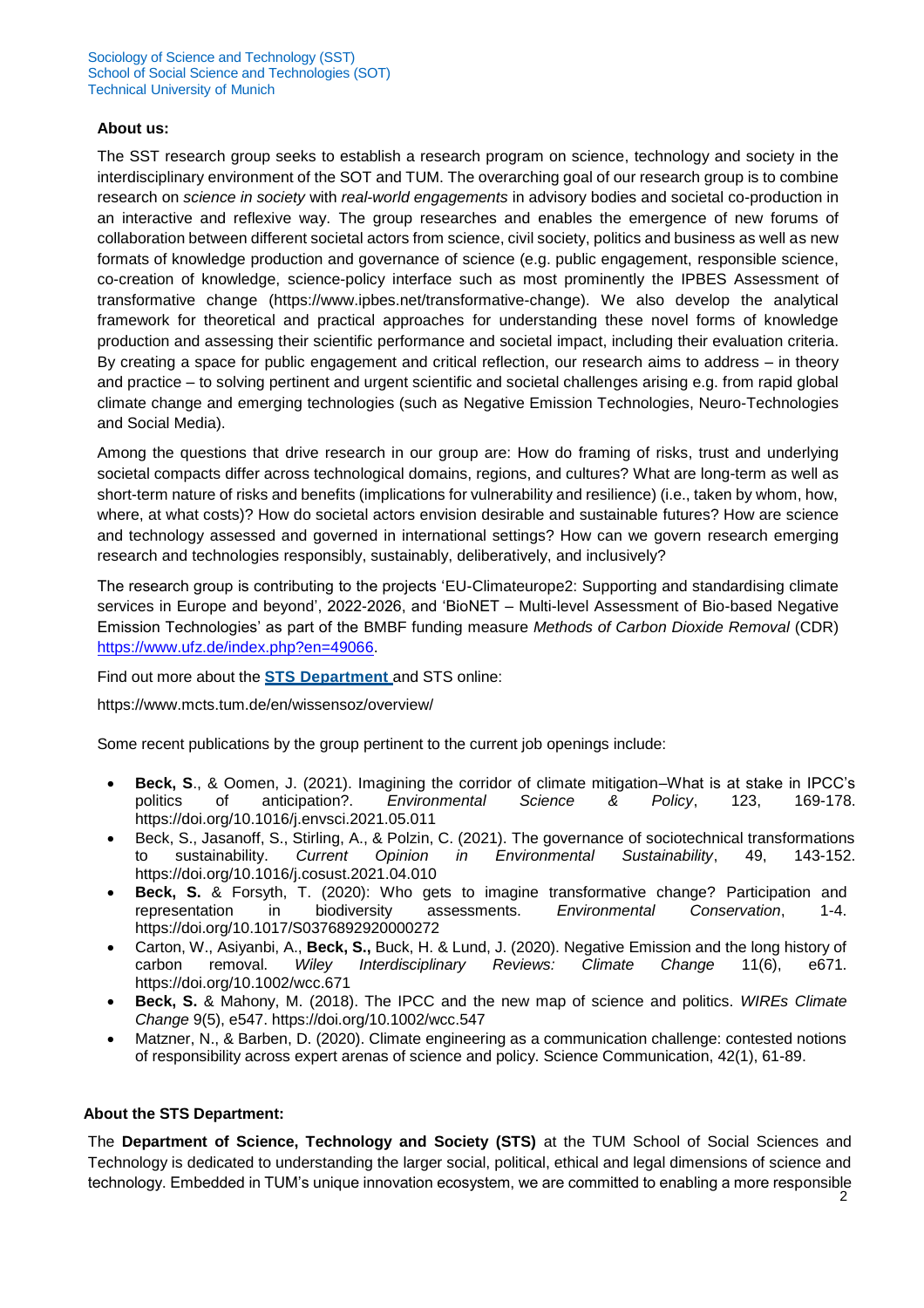Sociology of Science and Technology (SST)
School of Social Science and Technologies (SOT)
Technical University of Munich

**About us:**

The SST research group seeks to establish a research program on science, technology and society in the interdisciplinary environment of the SOT and TUM. The overarching goal of our research group is to combine research on *science in society* with *real-world engagements* in advisory bodies and societal co-production in an interactive and reflexive way. The group researches and enables the emergence of new forums of collaboration between different societal actors from science, civil society, politics and business as well as new formats of knowledge production and governance of science (e.g. public engagement, responsible science, co-creation of knowledge, science-policy interface such as most prominently the IPBES Assessment of transformative change (https://www.ipbes.net/transformative-change). We also develop the analytical framework for theoretical and practical approaches for understanding these novel forms of knowledge production and assessing their scientific performance and societal impact, including their evaluation criteria. By creating a space for public engagement and critical reflection, our research aims to address – in theory and practice – to solving pertinent and urgent scientific and societal challenges arising e.g. from rapid global climate change and emerging technologies (such as Negative Emission Technologies, Neuro-Technologies and Social Media).

Among the questions that drive research in our group are: How do framing of risks, trust and underlying societal compacts differ across technological domains, regions, and cultures? What are long-term as well as short-term nature of risks and benefits (implications for vulnerability and resilience) (i.e., taken by whom, how, where, at what costs)? How do societal actors envision desirable and sustainable futures? How are science and technology assessed and governed in international settings? How can we govern research emerging research and technologies responsibly, sustainably, deliberatively, and inclusively?

The research group is contributing to the projects 'EU-Climateurope2: Supporting and standardising climate services in Europe and beyond', 2022-2026, and 'BioNET – Multi-level Assessment of Bio-based Negative Emission Technologies' as part of the BMBF funding measure *Methods of Carbon Dioxide Removal* (CDR) https://www.ufz.de/index.php?en=49066.

Find out more about the **STS Department** and STS online:

https://www.mcts.tum.de/en/wissensoz/overview/

Some recent publications by the group pertinent to the current job openings include:

- **Beck, S**., & Oomen, J. (2021). Imagining the corridor of climate mitigation–What is at stake in IPCC's politics of anticipation?. *Environmental Science & Policy*, 123, 169-178. https://doi.org/10.1016/j.envsci.2021.05.011
- Beck, S., Jasanoff, S., Stirling, A., & Polzin, C. (2021). The governance of sociotechnical transformations to sustainability. *Current Opinion in Environmental Sustainability*, 49, 143-152. https://doi.org/10.1016/j.cosust.2021.04.010
- **Beck, S.** & Forsyth, T. (2020): Who gets to imagine transformative change? Participation and representation in biodiversity assessments. *Environmental Conservation*, 1-4. https://doi.org/10.1017/S0376892920000272
- Carton, W., Asiyanbi, A., **Beck, S.,** Buck, H. & Lund, J. (2020). Negative Emission and the long history of carbon removal. *Wiley Interdisciplinary Reviews: Climate Change* 11(6), e671. https://doi.org/10.1002/wcc.671
- **Beck, S.** & Mahony, M. (2018). The IPCC and the new map of science and politics. *WIREs Climate Change* 9(5), e547. https://doi.org/10.1002/wcc.547
- Matzner, N., & Barben, D. (2020). Climate engineering as a communication challenge: contested notions of responsibility across expert arenas of science and policy. Science Communication, 42(1), 61-89.

**About the STS Department:**

The **Department of Science, Technology and Society (STS)** at the TUM School of Social Sciences and Technology is dedicated to understanding the larger social, political, ethical and legal dimensions of science and technology. Embedded in TUM's unique innovation ecosystem, we are committed to enabling a more responsible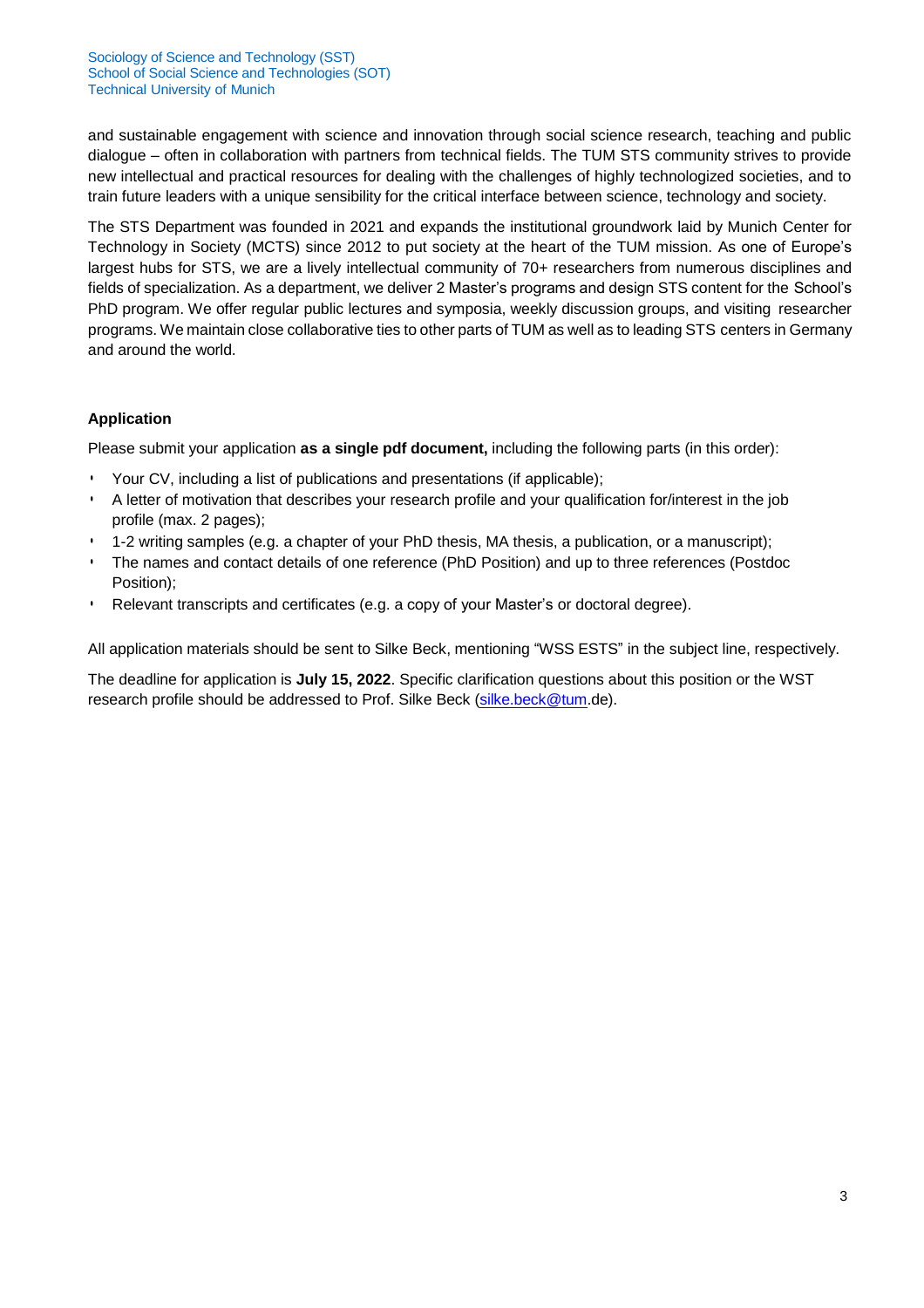and sustainable engagement with science and innovation through social science research, teaching and public dialogue – often in collaboration with partners from technical fields. The TUM STS community strives to provide new intellectual and practical resources for dealing with the challenges of highly technologized societies, and to train future leaders with a unique sensibility for the critical interface between science, technology and society.

The STS Department was founded in 2021 and expands the institutional groundwork laid by Munich Center for Technology in Society (MCTS) since 2012 to put society at the heart of the TUM mission. As one of Europe's largest hubs for STS, we are a lively intellectual community of 70+ researchers from numerous disciplines and fields of specialization. As a department, we deliver 2 Master's programs and design STS content for the School's PhD program. We offer regular public lectures and symposia, weekly discussion groups, and visiting researcher programs. We maintain close collaborative ties to other parts of TUM as well as to leading STS centers in Germany and around the world.

**Application**

Please submit your application **as a single pdf document,** including the following parts (in this order):

- Your CV, including a list of publications and presentations (if applicable);
- A letter of motivation that describes your research profile and your qualification for/interest in the job profile (max. 2 pages);
- 1-2 writing samples (e.g. a chapter of your PhD thesis, MA thesis, a publication, or a manuscript);
- The names and contact details of one reference (PhD Position) and up to three references (Postdoc Position);
- Relevant transcripts and certificates (e.g. a copy of your Master's or doctoral degree).

All application materials should be sent to Silke Beck, mentioning "WSS ESTS" in the subject line, respectively.

The deadline for application is **July 15, 2022**. Specific clarification questions about this position or the WST research profile should be addressed to Prof. Silke Beck (silke.beck@tum.de).